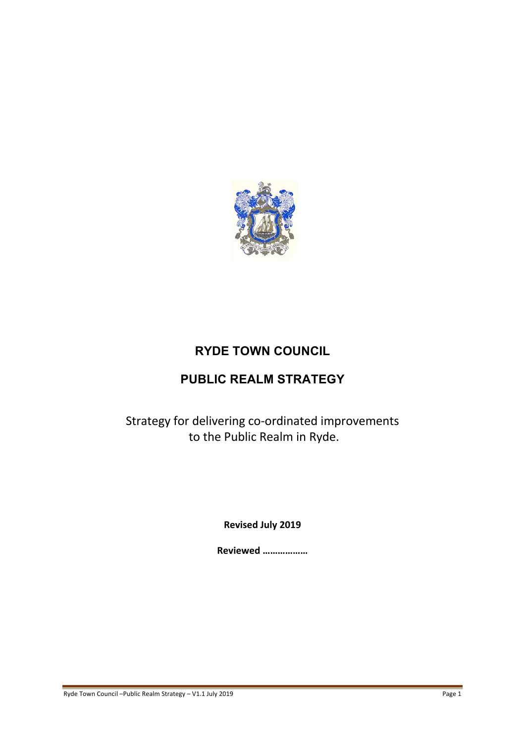# RYDE TOWN COUNCIL

## PUBLIC REALM STRATEGY

Strategy for delivering co-ordinated improvements to the Public Realm in Ryde.

**Revised July 2019**

**Reviewed ………………**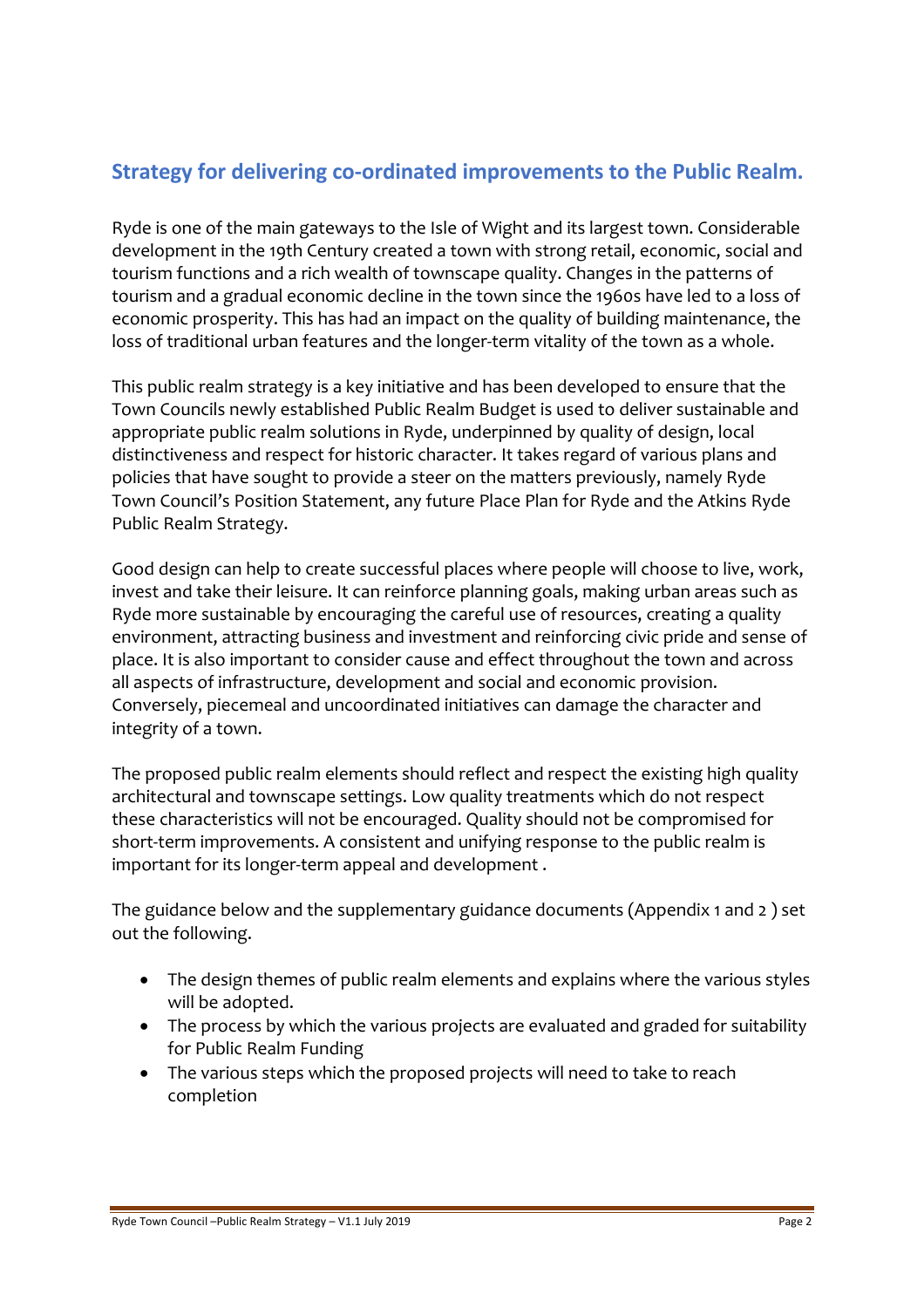## Strategy for delivering co-ordinated improvements to the Public Realm.

Ryde is one of the main gateways to the Isle of Wight and its largest town. Considerable development in the 19th Century created a town with strong retail, economic, social and tourism functions and a rich wealth of townscape quality. Changes in the patterns of tourism and a gradual economic decline in the town since the 1960s have led to a loss of economic prosperity. This has had an impact on the quality of building maintenance, the loss of traditional urban features and the longer-term vitality of the town as a whole.

This public realm strategy is a key initiative and has been developed to ensure that the Town Councils newly established Public Realm Budget is used to deliver sustainable and appropriate public realm solutions in Ryde, underpinned by quality of design, local distinctiveness and respect for historic character. It takes regard of various plans and policies that have sought to provide a steer on the matters previously, namely Ryde Town Council's Position Statement, any future Place Plan for Ryde and the Atkins Ryde Public Realm Strategy.

Good design can help to create successful places where people will choose to live, work, invest and take their leisure. It can reinforce planning goals, making urban areas such as Ryde more sustainable by encouraging the careful use of resources, creating a quality environment, attracting business and investment and reinforcing civic pride and sense of place. It is also important to consider cause and effect throughout the town and across all aspects of infrastructure, development and social and economic provision. Conversely, piecemeal and uncoordinated initiatives can damage the character and integrity of a town.

The proposed public realm elements should reflect and respect the existing high quality architectural and townscape settings. Low quality treatments which do not respect these characteristics will not be encouraged. Quality should not be compromised for short-term improvements. A consistent and unifying response to the public realm is important for its longer-term appeal and development .

The guidance below and the supplementary guidance documents (Appendix 1 and 2 ) set out the following.

- The design themes of public realm elements and explains where the various styles will be adopted.
- The process by which the various projects are evaluated and graded for suitability for Public Realm Funding
- The various steps which the proposed projects will need to take to reach completion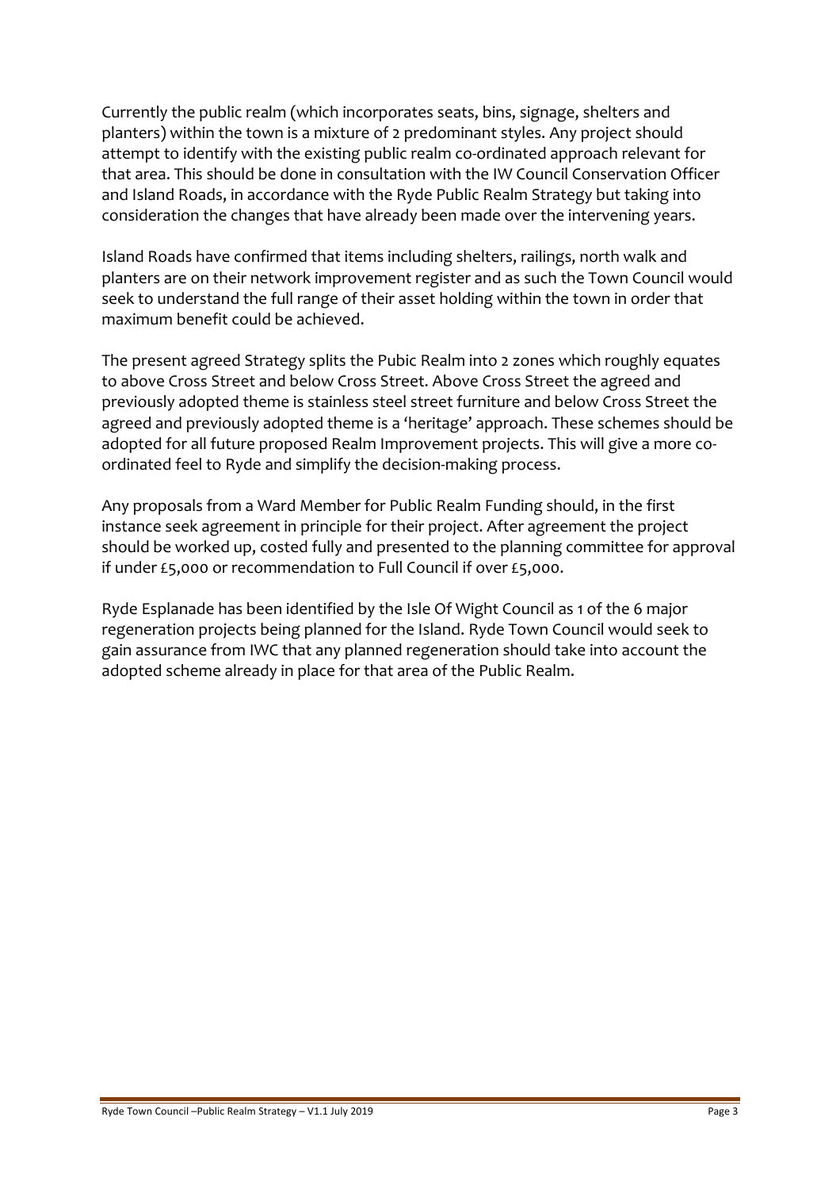Currently the public realm (which incorporates seats, bins, signage, shelters and planters) within the town is a mixture of 2 predominant styles. Any project should attempt to identify with the existing public realm co-ordinated approach relevant for that area. This should be done in consultation with the IW Council Conservation Officer and Island Roads, in accordance with the Ryde Public Realm Strategy but taking into consideration the changes that have already been made over the intervening years.

Island Roads have confirmed that items including shelters, railings, north walk and planters are on their network improvement register and as such the Town Council would seek to understand the full range of their asset holding within the town in order that maximum benefit could be achieved.

The present agreed Strategy splits the Pubic Realm into 2 zones which roughly equates to above Cross Street and below Cross Street. Above Cross Street the agreed and previously adopted theme is stainless steel street furniture and below Cross Street the agreed and previously adopted theme is a 'heritage' approach. These schemes should be adopted for all future proposed Realm Improvement projects. This will give a more co-ordinated feel to Ryde and simplify the decision-making process.

Any proposals from a Ward Member for Public Realm Funding should, in the first instance seek agreement in principle for their project. After agreement the project should be worked up, costed fully and presented to the planning committee for approval if under £5,000 or recommendation to Full Council if over £5,000.

Ryde Esplanade has been identified by the Isle Of Wight Council as 1 of the 6 major regeneration projects being planned for the Island. Ryde Town Council would seek to gain assurance from IWC that any planned regeneration should take into account the adopted scheme already in place for that area of the Public Realm.